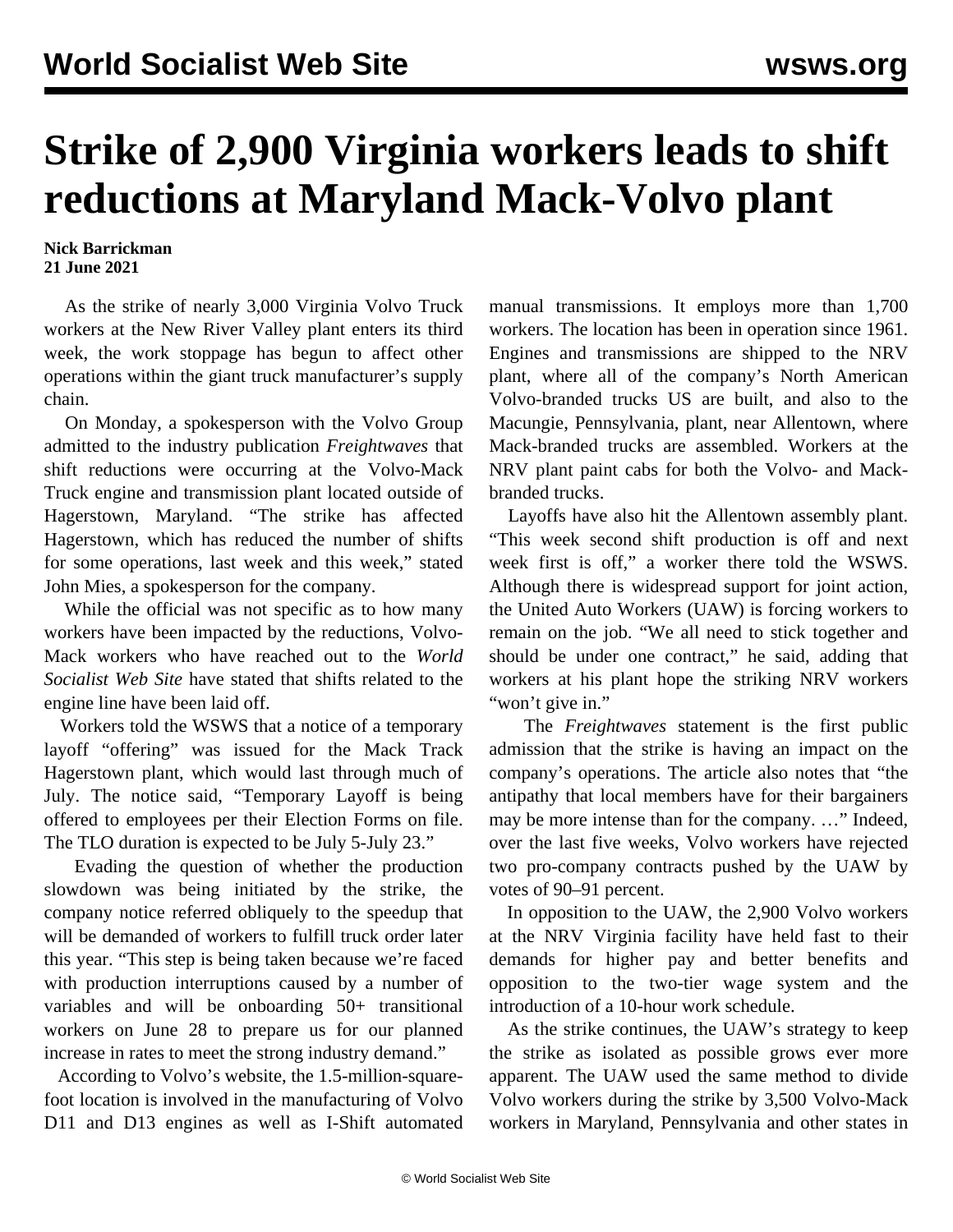# Strike of 2,900 Virginia workers leads to shift reductions at Maryland Mack-Volvo plant

**Nick Barrickman**
**21 June 2021**

As the strike of nearly 3,000 Virginia Volvo Truck workers at the New River Valley plant enters its third week, the work stoppage has begun to affect other operations within the giant truck manufacturer's supply chain.

On Monday, a spokesperson with the Volvo Group admitted to the industry publication *Freightwaves* that shift reductions were occurring at the Volvo-Mack Truck engine and transmission plant located outside of Hagerstown, Maryland. "The strike has affected Hagerstown, which has reduced the number of shifts for some operations, last week and this week," stated John Mies, a spokesperson for the company.

While the official was not specific as to how many workers have been impacted by the reductions, Volvo-Mack workers who have reached out to the *World Socialist Web Site* have stated that shifts related to the engine line have been laid off.

Workers told the WSWS that a notice of a temporary layoff "offering" was issued for the Mack Track Hagerstown plant, which would last through much of July. The notice said, "Temporary Layoff is being offered to employees per their Election Forms on file. The TLO duration is expected to be July 5-July 23."

Evading the question of whether the production slowdown was being initiated by the strike, the company notice referred obliquely to the speedup that will be demanded of workers to fulfill truck order later this year. "This step is being taken because we're faced with production interruptions caused by a number of variables and will be onboarding 50+ transitional workers on June 28 to prepare us for our planned increase in rates to meet the strong industry demand."

According to Volvo's website, the 1.5-million-square-foot location is involved in the manufacturing of Volvo D11 and D13 engines as well as I-Shift automated manual transmissions. It employs more than 1,700 workers. The location has been in operation since 1961. Engines and transmissions are shipped to the NRV plant, where all of the company's North American Volvo-branded trucks US are built, and also to the Macungie, Pennsylvania, plant, near Allentown, where Mack-branded trucks are assembled. Workers at the NRV plant paint cabs for both the Volvo- and Mack-branded trucks.

Layoffs have also hit the Allentown assembly plant. "This week second shift production is off and next week first is off," a worker there told the WSWS. Although there is widespread support for joint action, the United Auto Workers (UAW) is forcing workers to remain on the job. "We all need to stick together and should be under one contract," he said, adding that workers at his plant hope the striking NRV workers "won't give in."

The *Freightwaves* statement is the first public admission that the strike is having an impact on the company's operations. The article also notes that "the antipathy that local members have for their bargainers may be more intense than for the company. …" Indeed, over the last five weeks, Volvo workers have rejected two pro-company contracts pushed by the UAW by votes of 90–91 percent.

In opposition to the UAW, the 2,900 Volvo workers at the NRV Virginia facility have held fast to their demands for higher pay and better benefits and opposition to the two-tier wage system and the introduction of a 10-hour work schedule.

As the strike continues, the UAW's strategy to keep the strike as isolated as possible grows ever more apparent. The UAW used the same method to divide Volvo workers during the strike by 3,500 Volvo-Mack workers in Maryland, Pennsylvania and other states in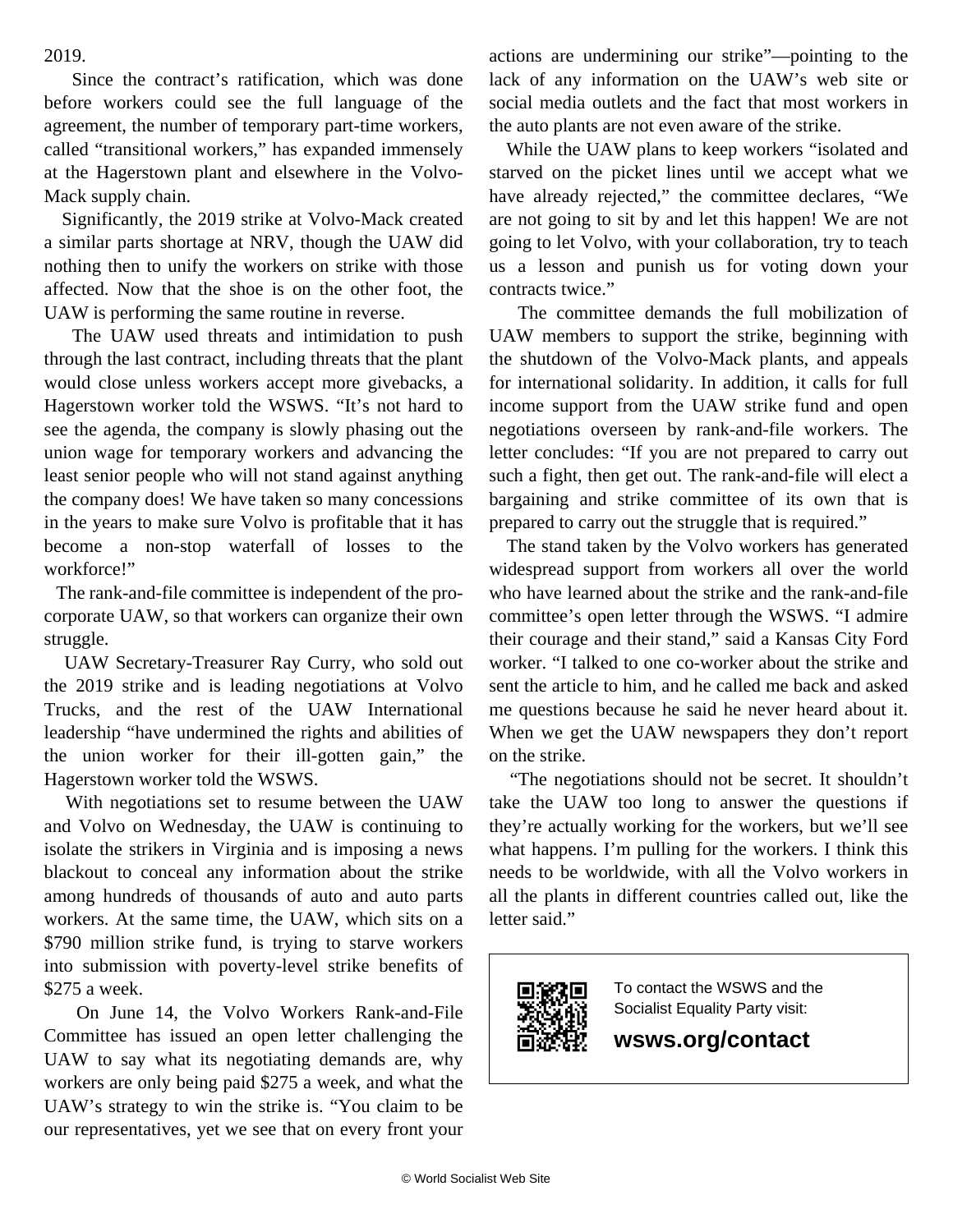2019.

Since the contract's ratification, which was done before workers could see the full language of the agreement, the number of temporary part-time workers, called "transitional workers," has expanded immensely at the Hagerstown plant and elsewhere in the Volvo-Mack supply chain.

Significantly, the 2019 strike at Volvo-Mack created a similar parts shortage at NRV, though the UAW did nothing then to unify the workers on strike with those affected. Now that the shoe is on the other foot, the UAW is performing the same routine in reverse.

The UAW used threats and intimidation to push through the last contract, including threats that the plant would close unless workers accept more givebacks, a Hagerstown worker told the WSWS. "It's not hard to see the agenda, the company is slowly phasing out the union wage for temporary workers and advancing the least senior people who will not stand against anything the company does! We have taken so many concessions in the years to make sure Volvo is profitable that it has become a non-stop waterfall of losses to the workforce!"

The rank-and-file committee is independent of the pro-corporate UAW, so that workers can organize their own struggle.

UAW Secretary-Treasurer Ray Curry, who sold out the 2019 strike and is leading negotiations at Volvo Trucks, and the rest of the UAW International leadership "have undermined the rights and abilities of the union worker for their ill-gotten gain," the Hagerstown worker told the WSWS.

With negotiations set to resume between the UAW and Volvo on Wednesday, the UAW is continuing to isolate the strikers in Virginia and is imposing a news blackout to conceal any information about the strike among hundreds of thousands of auto and auto parts workers. At the same time, the UAW, which sits on a $790 million strike fund, is trying to starve workers into submission with poverty-level strike benefits of $275 a week.

On June 14, the Volvo Workers Rank-and-File Committee has issued an open letter challenging the UAW to say what its negotiating demands are, why workers are only being paid $275 a week, and what the UAW's strategy to win the strike is. "You claim to be our representatives, yet we see that on every front your actions are undermining our strike"—pointing to the lack of any information on the UAW's web site or social media outlets and the fact that most workers in the auto plants are not even aware of the strike.

While the UAW plans to keep workers "isolated and starved on the picket lines until we accept what we have already rejected," the committee declares, "We are not going to sit by and let this happen! We are not going to let Volvo, with your collaboration, try to teach us a lesson and punish us for voting down your contracts twice."

The committee demands the full mobilization of UAW members to support the strike, beginning with the shutdown of the Volvo-Mack plants, and appeals for international solidarity. In addition, it calls for full income support from the UAW strike fund and open negotiations overseen by rank-and-file workers. The letter concludes: "If you are not prepared to carry out such a fight, then get out. The rank-and-file will elect a bargaining and strike committee of its own that is prepared to carry out the struggle that is required."

The stand taken by the Volvo workers has generated widespread support from workers all over the world who have learned about the strike and the rank-and-file committee's open letter through the WSWS. "I admire their courage and their stand," said a Kansas City Ford worker. "I talked to one co-worker about the strike and sent the article to him, and he called me back and asked me questions because he said he never heard about it. When we get the UAW newspapers they don't report on the strike.

"The negotiations should not be secret. It shouldn't take the UAW too long to answer the questions if they're actually working for the workers, but we'll see what happens. I'm pulling for the workers. I think this needs to be worldwide, with all the Volvo workers in all the plants in different countries called out, like the letter said."

To contact the WSWS and the Socialist Equality Party visit:

**wsws.org/contact**